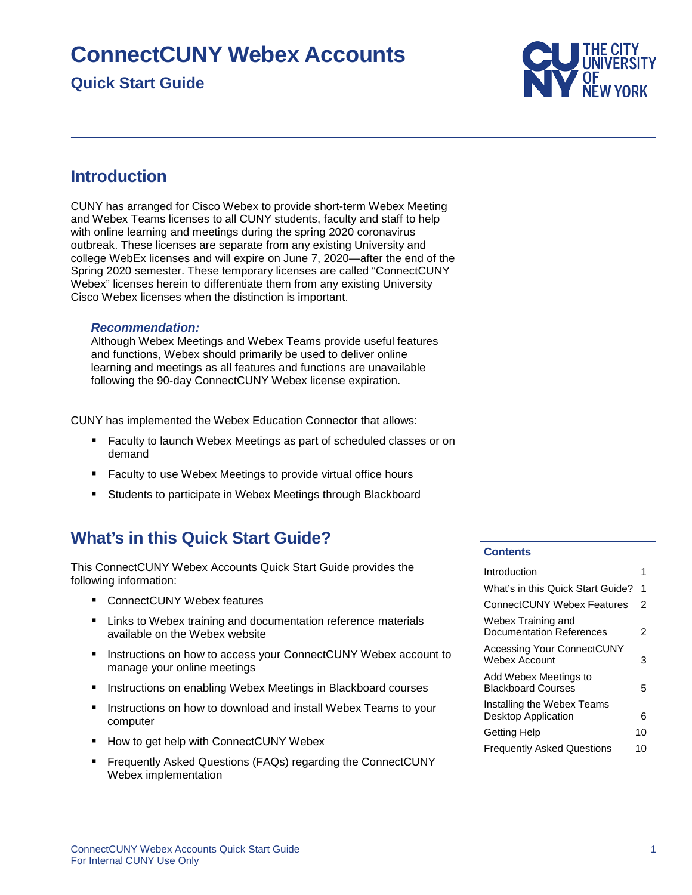# ConnectCUNY Webex Accounts

## Quick Start Guide

## Introduction

CUNY has arranged for Cisco Webex to provide short-term Webex Meeting and Webex Teams licenses to all CUNY students, faculty and staff to help with online learning and meetings during the spring 2020 coronavirus outbreak. These licenses are separate from any existing University and college WebEx licenses and will expire on June 7, 2020—after the end of the Spring 2020 semester. These temporary licenses are called "ConnectCUNY Webex" licenses herein to differentiate them from any existing University Cisco Webex licenses when the distinction is important.

> ***Recommendation:***
> Although Webex Meetings and Webex Teams provide useful features and functions, Webex should primarily be used to deliver online learning and meetings as all features and functions are unavailable following the 90-day ConnectCUNY Webex license expiration.

CUNY has implemented the Webex Education Connector that allows:

- Faculty to launch Webex Meetings as part of scheduled classes or on demand
- Faculty to use Webex Meetings to provide virtual office hours
- Students to participate in Webex Meetings through Blackboard

## What's in this Quick Start Guide?

This ConnectCUNY Webex Accounts Quick Start Guide provides the following information:

- ConnectCUNY Webex features
- Links to Webex training and documentation reference materials available on the Webex website
- Instructions on how to access your ConnectCUNY Webex account to manage your online meetings
- Instructions on enabling Webex Meetings in Blackboard courses
- Instructions on how to download and install Webex Teams to your computer
- How to get help with ConnectCUNY Webex
- Frequently Asked Questions (FAQs) regarding the ConnectCUNY Webex implementation

| Contents | |
|---|---|
| Introduction | 1 |
| What's in this Quick Start Guide? | 1 |
| ConnectCUNY Webex Features | 2 |
| Webex Training and Documentation References | 2 |
| Accessing Your ConnectCUNY Webex Account | 3 |
| Add Webex Meetings to Blackboard Courses | 5 |
| Installing the Webex Teams Desktop Application | 6 |
| Getting Help | 10 |
| Frequently Asked Questions | 10 |

ConnectCUNY Webex Accounts Quick Start Guide
For Internal CUNY Use Only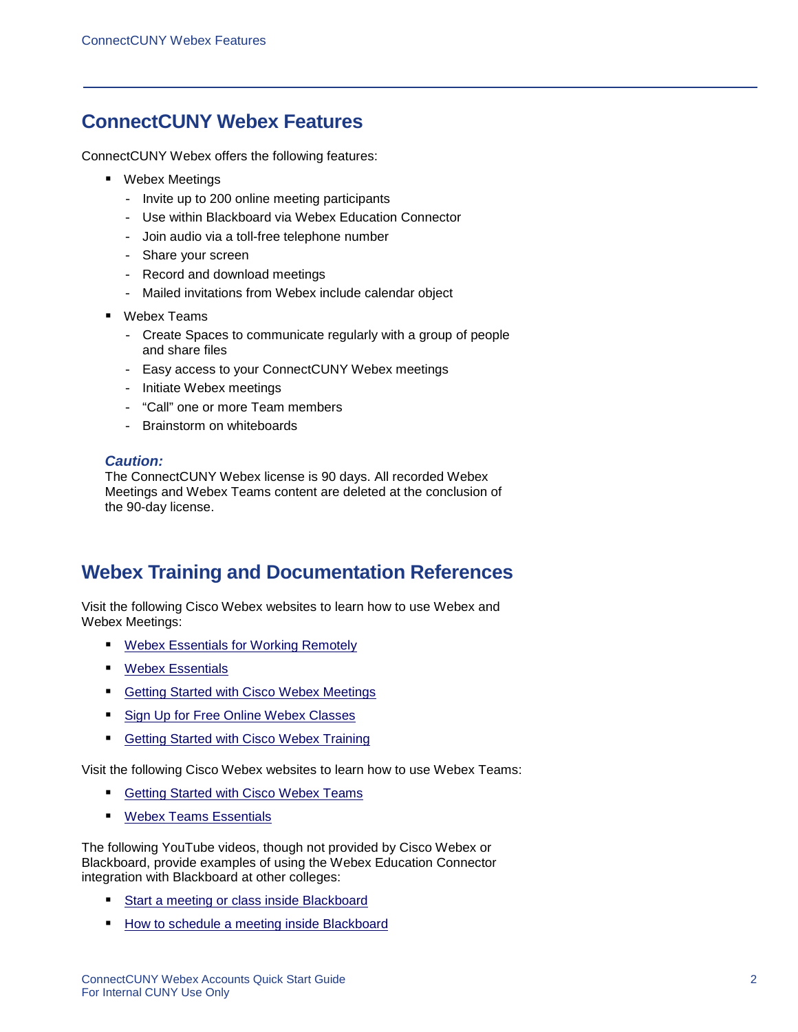## ConnectCUNY Webex Features

ConnectCUNY Webex offers the following features:

- Webex Meetings
  - Invite up to 200 online meeting participants
  - Use within Blackboard via Webex Education Connector
  - Join audio via a toll-free telephone number
  - Share your screen
  - Record and download meetings
  - Mailed invitations from Webex include calendar object
- Webex Teams
  - Create Spaces to communicate regularly with a group of people and share files
  - Easy access to your ConnectCUNY Webex meetings
  - Initiate Webex meetings
  - “Call” one or more Team members
  - Brainstorm on whiteboards

***Caution:***
The ConnectCUNY Webex license is 90 days. All recorded Webex Meetings and Webex Teams content are deleted at the conclusion of the 90-day license.

## Webex Training and Documentation References

Visit the following Cisco Webex websites to learn how to use Webex and Webex Meetings:

- Webex Essentials for Working Remotely
- Webex Essentials
- Getting Started with Cisco Webex Meetings
- Sign Up for Free Online Webex Classes
- Getting Started with Cisco Webex Training

Visit the following Cisco Webex websites to learn how to use Webex Teams:

- Getting Started with Cisco Webex Teams
- Webex Teams Essentials

The following YouTube videos, though not provided by Cisco Webex or Blackboard, provide examples of using the Webex Education Connector integration with Blackboard at other colleges:

- Start a meeting or class inside Blackboard
- How to schedule a meeting inside Blackboard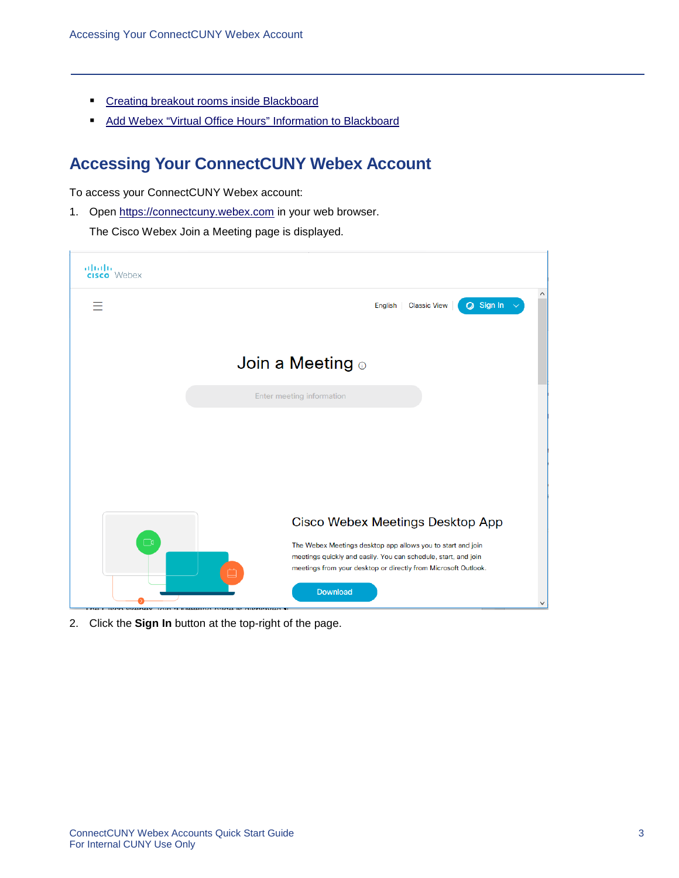- [Creating breakout rooms inside Blackboard]()
- [Add Webex "Virtual Office Hours" Information to Blackboard]()

## Accessing Your ConnectCUNY Webex Account

To access your ConnectCUNY Webex account:

1. Open [https://connectcuny.webex.com](https://connectcuny.webex.com) in your web browser.

   The Cisco Webex Join a Meeting page is displayed.

2. Click the **Sign In** button at the top-right of the page.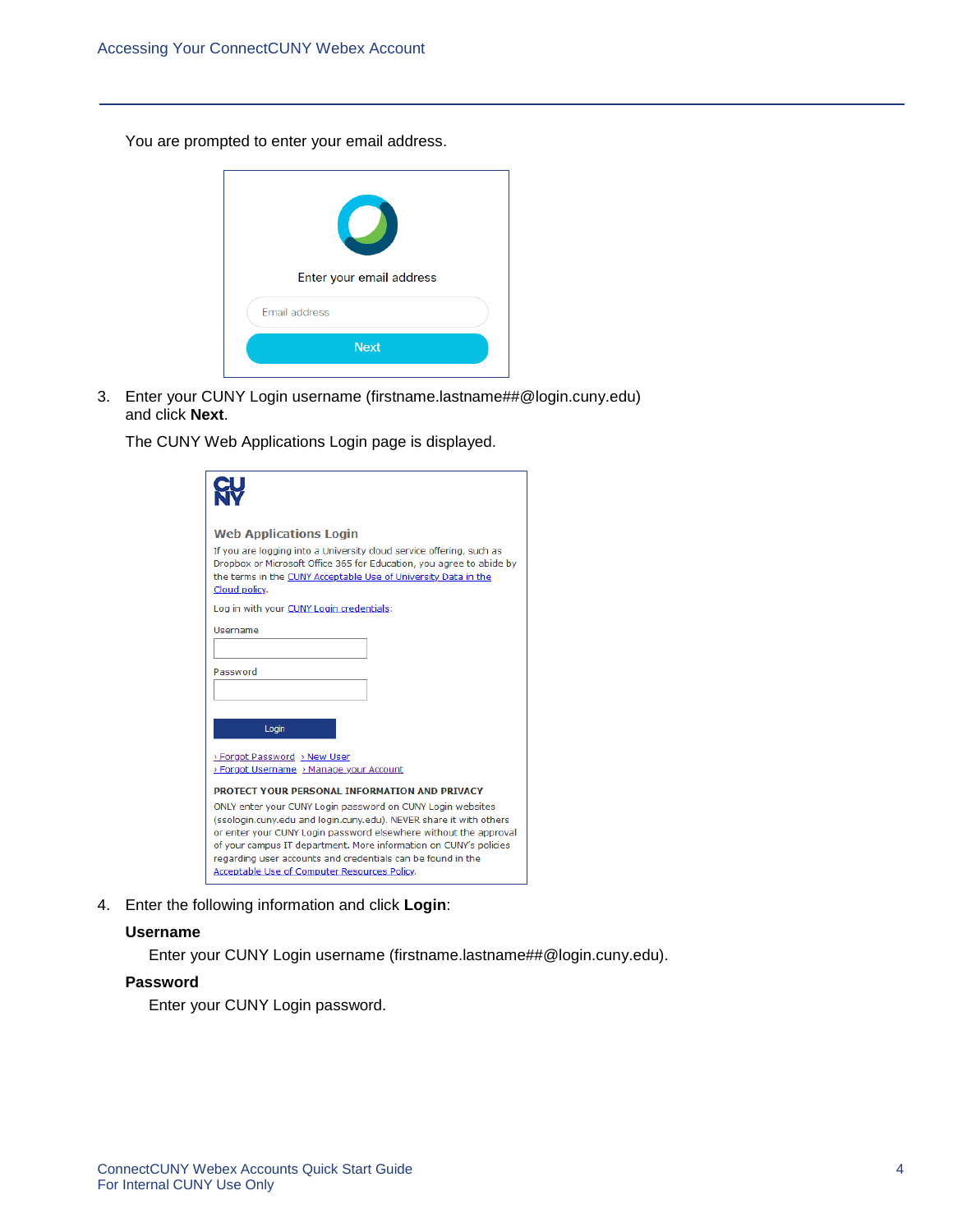You are prompted to enter your email address.

3. Enter your CUNY Login username (firstname.lastname##@login.cuny.edu) and click **Next**.

   The CUNY Web Applications Login page is displayed.

4. Enter the following information and click **Login**:

   **Username**

   Enter your CUNY Login username (firstname.lastname##@login.cuny.edu).

   **Password**

   Enter your CUNY Login password.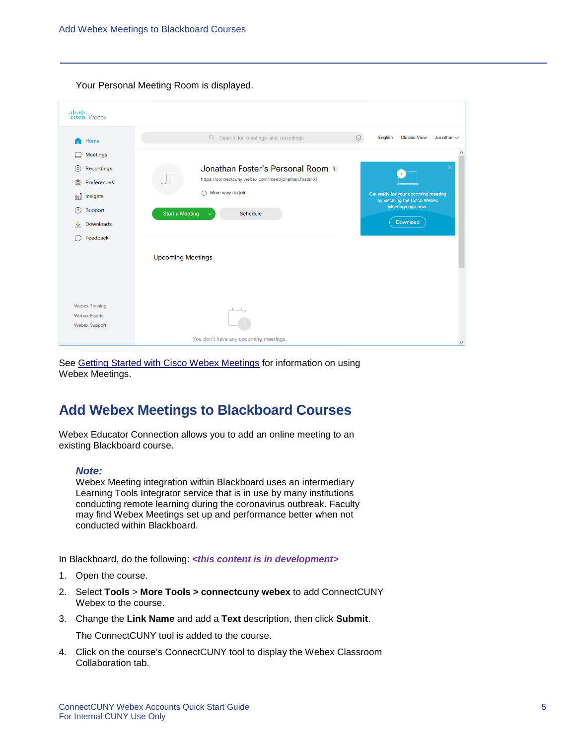Your Personal Meeting Room is displayed.

See [Getting Started with Cisco Webex Meetings]() for information on using Webex Meetings.

## Add Webex Meetings to Blackboard Courses

Webex Educator Connection allows you to add an online meeting to an existing Blackboard course.

> ***Note:***
> Webex Meeting integration within Blackboard uses an intermediary Learning Tools Integrator service that is in use by many institutions conducting remote learning during the coronavirus outbreak. Faculty may find Webex Meetings set up and performance better when not conducted within Blackboard.

In Blackboard, do the following: ***<this content is in development>***

1. Open the course.
2. Select **Tools** > **More Tools > connectcuny webex** to add ConnectCUNY Webex to the course.
3. Change the **Link Name** and add a **Text** description, then click **Submit**.

   The ConnectCUNY tool is added to the course.
4. Click on the course's ConnectCUNY tool to display the Webex Classroom Collaboration tab.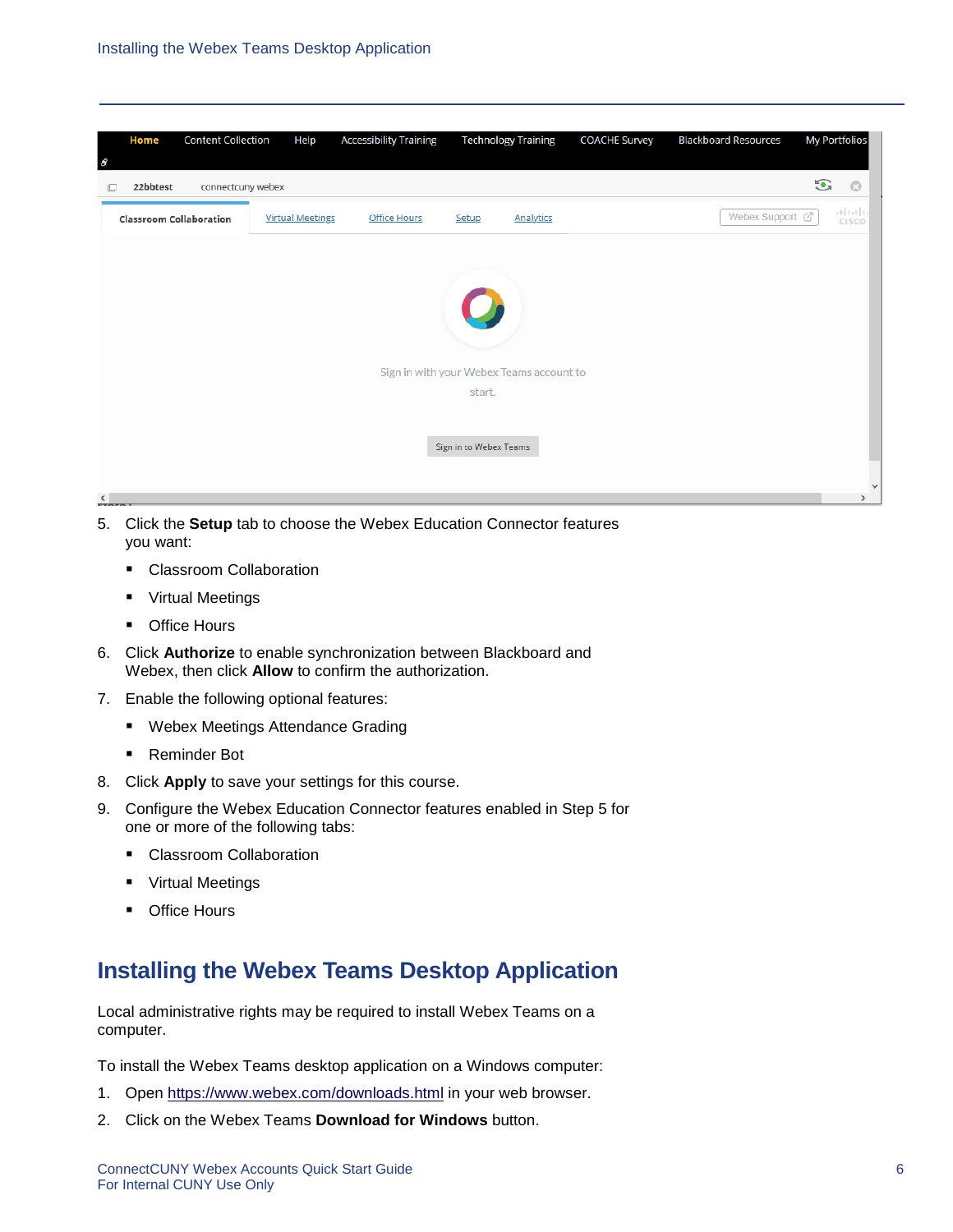5. Click the **Setup** tab to choose the Webex Education Connector features you want:
   - Classroom Collaboration
   - Virtual Meetings
   - Office Hours
6. Click **Authorize** to enable synchronization between Blackboard and Webex, then click **Allow** to confirm the authorization.
7. Enable the following optional features:
   - Webex Meetings Attendance Grading
   - Reminder Bot
8. Click **Apply** to save your settings for this course.
9. Configure the Webex Education Connector features enabled in Step 5 for one or more of the following tabs:
   - Classroom Collaboration
   - Virtual Meetings
   - Office Hours

## Installing the Webex Teams Desktop Application

Local administrative rights may be required to install Webex Teams on a computer.

To install the Webex Teams desktop application on a Windows computer:

1. Open https://www.webex.com/downloads.html in your web browser.
2. Click on the Webex Teams **Download for Windows** button.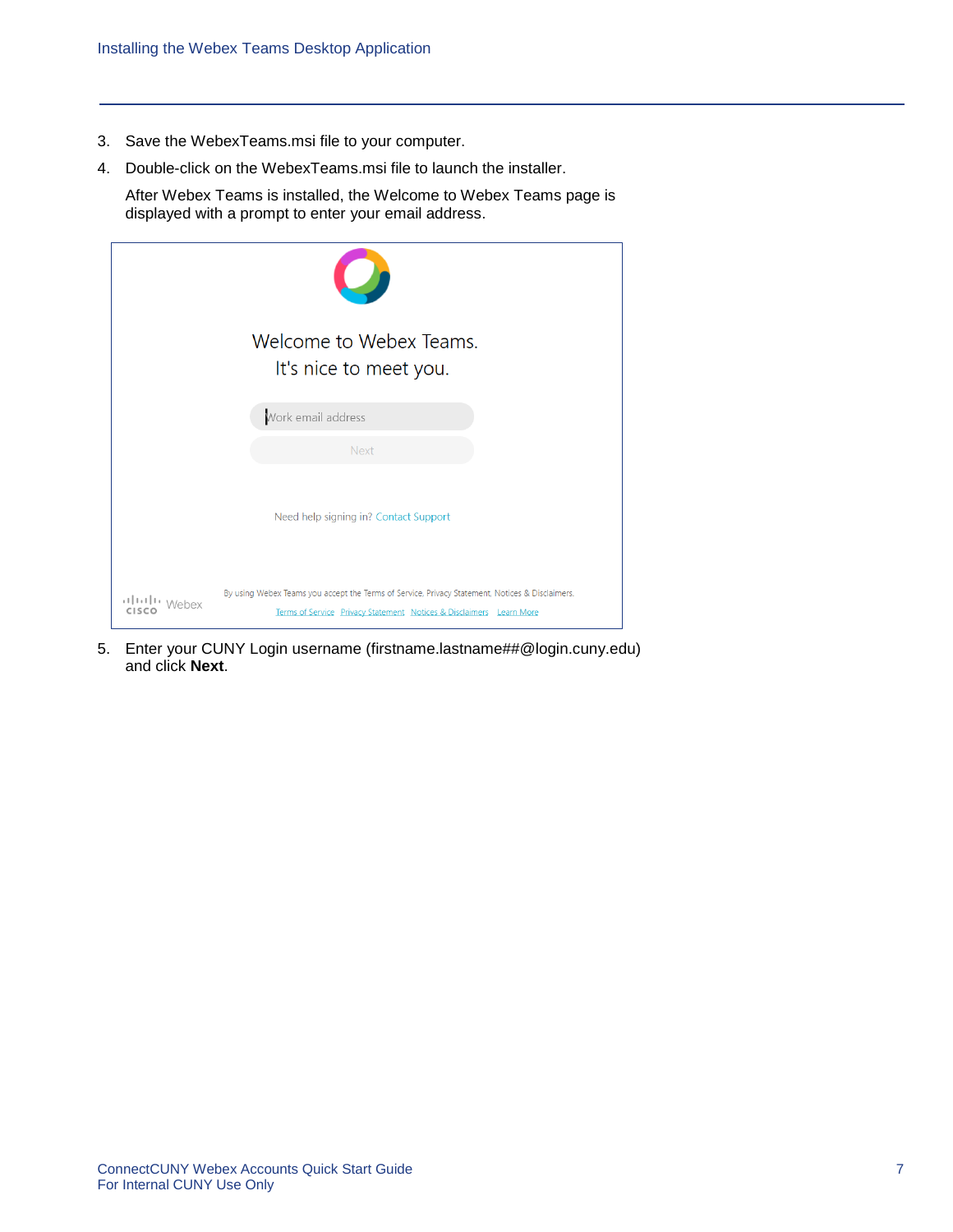3. Save the WebexTeams.msi file to your computer.
4. Double-click on the WebexTeams.msi file to launch the installer.

   After Webex Teams is installed, the Welcome to Webex Teams page is displayed with a prompt to enter your email address.

5. Enter your CUNY Login username (firstname.lastname##@login.cuny.edu) and click **Next**.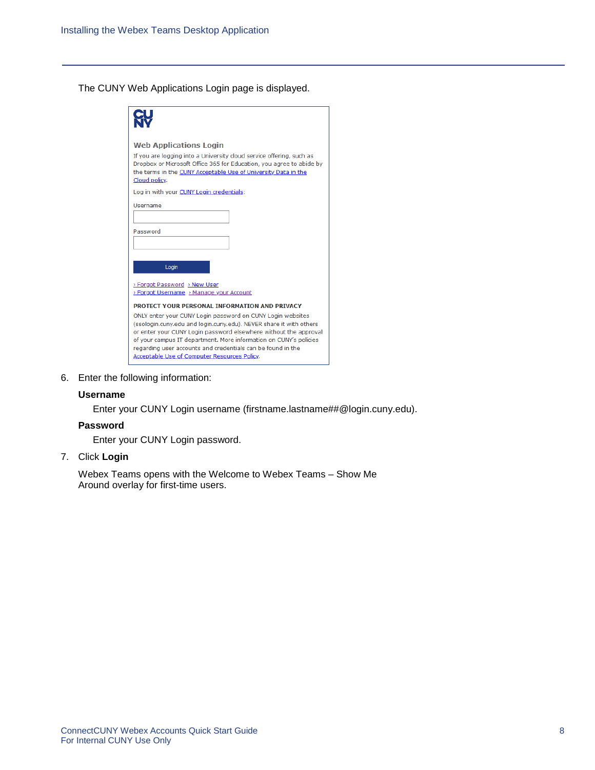The CUNY Web Applications Login page is displayed.

CU
NY

Web Applications Login

If you are logging into a University cloud service offering, such as Dropbox or Microsoft Office 365 for Education, you agree to abide by the terms in the CUNY Acceptable Use of University Data in the Cloud policy.

Log in with your CUNY Login credentials:

Username

Password

Login

› Forgot Password › New User
› Forgot Username › Manage your Account

PROTECT YOUR PERSONAL INFORMATION AND PRIVACY

ONLY enter your CUNY Login password on CUNY Login websites (ssologin.cuny.edu and login.cuny.edu). NEVER share it with others or enter your CUNY Login password elsewhere without the approval of your campus IT department. More information on CUNY's policies regarding user accounts and credentials can be found in the Acceptable Use of Computer Resources Policy.

6. Enter the following information:

   **Username**

   Enter your CUNY Login username (firstname.lastname##@login.cuny.edu).

   **Password**

   Enter your CUNY Login password.

7. Click **Login**

   Webex Teams opens with the Welcome to Webex Teams – Show Me Around overlay for first-time users.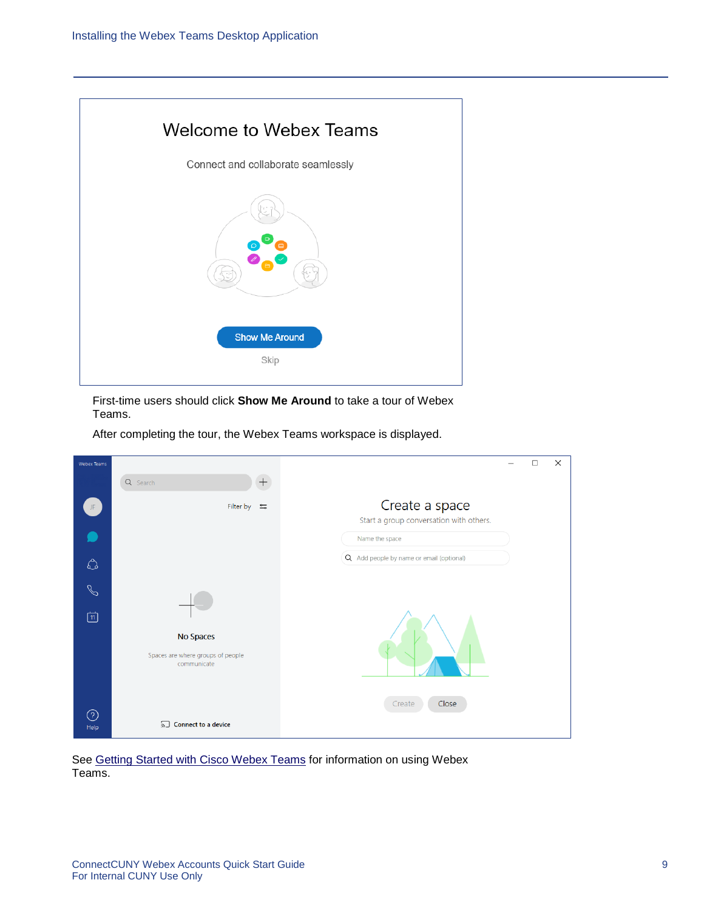First-time users should click **Show Me Around** to take a tour of Webex Teams.

After completing the tour, the Webex Teams workspace is displayed.

See Getting Started with Cisco Webex Teams for information on using Webex Teams.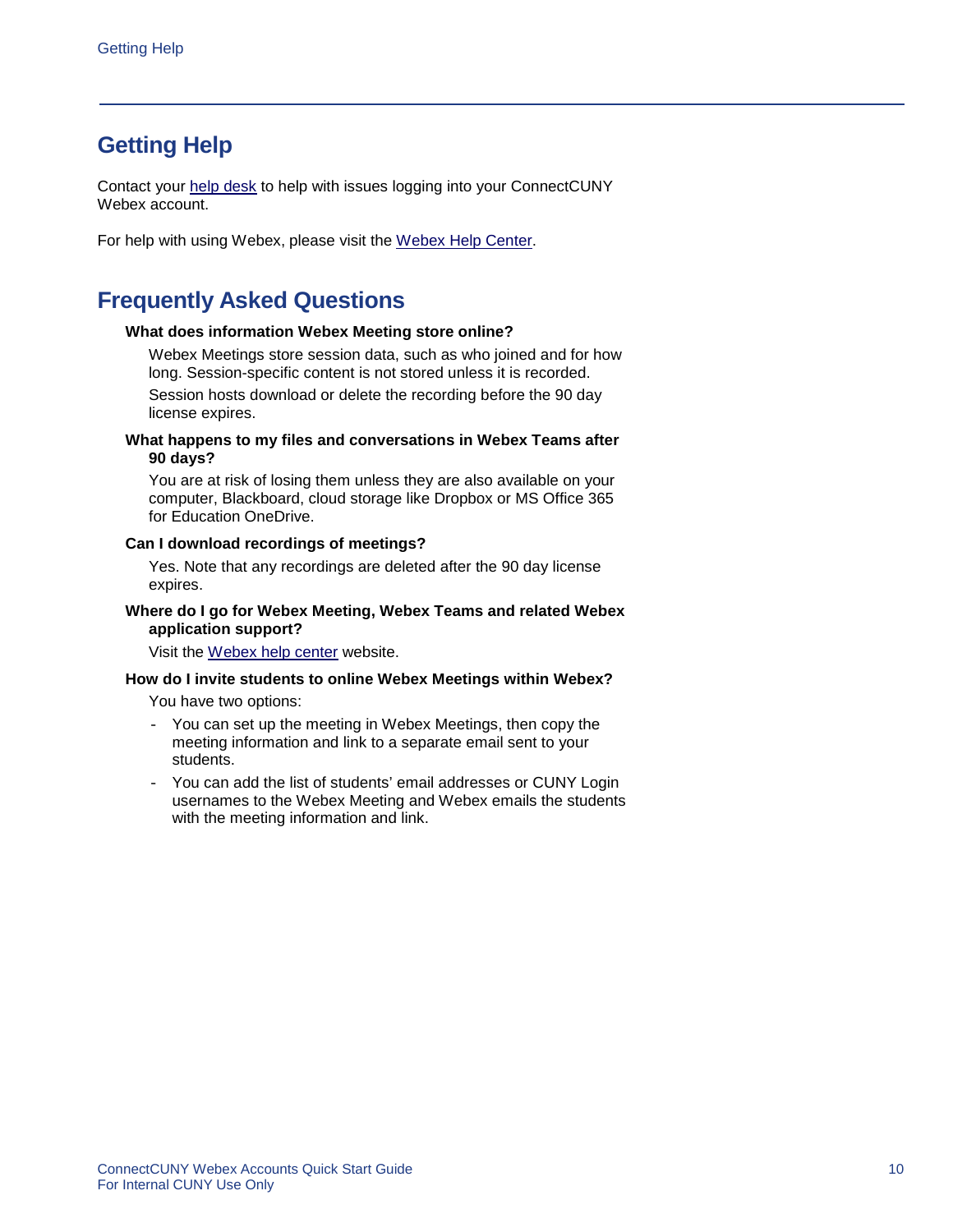## Getting Help

Contact your help desk to help with issues logging into your ConnectCUNY Webex account.

For help with using Webex, please visit the Webex Help Center.

## Frequently Asked Questions

**What does information Webex Meeting store online?**

Webex Meetings store session data, such as who joined and for how long. Session-specific content is not stored unless it is recorded.

Session hosts download or delete the recording before the 90 day license expires.

**What happens to my files and conversations in Webex Teams after 90 days?**

You are at risk of losing them unless they are also available on your computer, Blackboard, cloud storage like Dropbox or MS Office 365 for Education OneDrive.

**Can I download recordings of meetings?**

Yes. Note that any recordings are deleted after the 90 day license expires.

**Where do I go for Webex Meeting, Webex Teams and related Webex application support?**

Visit the Webex help center website.

**How do I invite students to online Webex Meetings within Webex?**

You have two options:

- You can set up the meeting in Webex Meetings, then copy the meeting information and link to a separate email sent to your students.
- You can add the list of students' email addresses or CUNY Login usernames to the Webex Meeting and Webex emails the students with the meeting information and link.